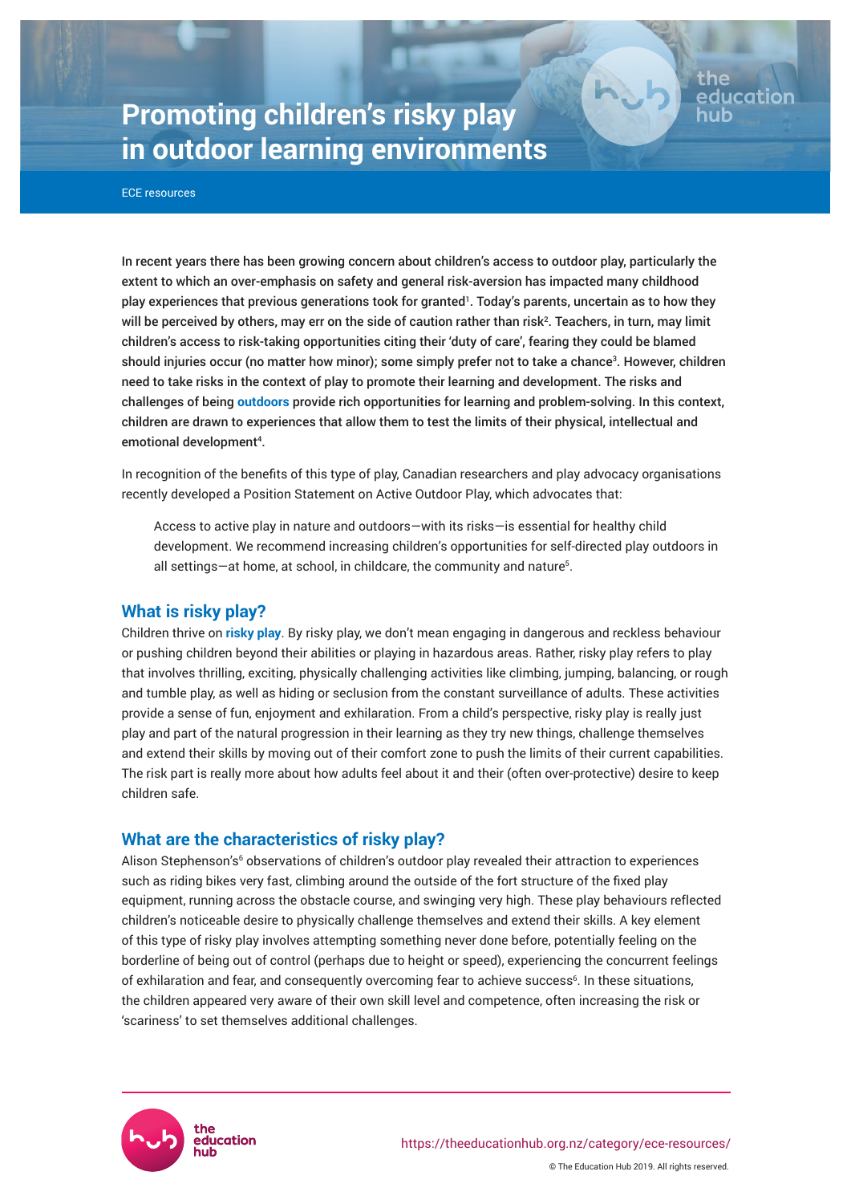# Promoting children's risky play in outdoor learning environments

ECE resources

**In recent years there has been growing concern about children's access to outdoor play, particularly the extent to which an over-emphasis on safety and general risk-aversion has impacted many childhood play experiences that previous generations took for granted[1]. Today's parents, uncertain as to how they will be perceived by others, may err on the side of caution rather than risk[2]. Teachers, in turn, may limit children's access to risk-taking opportunities citing their 'duty of care', fearing they could be blamed should injuries occur (no matter how minor); some simply prefer not to take a chance[3]. However, children need to take risks in the context of play to promote their learning and development. The risks and challenges of being outdoors provide rich opportunities for learning and problem-solving. In this context, children are drawn to experiences that allow them to test the limits of their physical, intellectual and emotional development[4].**

In recognition of the benefits of this type of play, Canadian researchers and play advocacy organisations recently developed a Position Statement on Active Outdoor Play, which advocates that:

> Access to active play in nature and outdoors—with its risks—is essential for healthy child development. We recommend increasing children's opportunities for self-directed play outdoors in all settings—at home, at school, in childcare, the community and nature[5].

## What is risky play?

Children thrive on **risky play**. By risky play, we don't mean engaging in dangerous and reckless behaviour or pushing children beyond their abilities or playing in hazardous areas. Rather, risky play refers to play that involves thrilling, exciting, physically challenging activities like climbing, jumping, balancing, or rough and tumble play, as well as hiding or seclusion from the constant surveillance of adults. These activities provide a sense of fun, enjoyment and exhilaration. From a child's perspective, risky play is really just play and part of the natural progression in their learning as they try new things, challenge themselves and extend their skills by moving out of their comfort zone to push the limits of their current capabilities. The risk part is really more about how adults feel about it and their (often over-protective) desire to keep children safe.

## What are the characteristics of risky play?

Alison Stephenson's[6] observations of children's outdoor play revealed their attraction to experiences such as riding bikes very fast, climbing around the outside of the fort structure of the fixed play equipment, running across the obstacle course, and swinging very high. These play behaviours reflected children's noticeable desire to physically challenge themselves and extend their skills. A key element of this type of risky play involves attempting something never done before, potentially feeling on the borderline of being out of control (perhaps due to height or speed), experiencing the concurrent feelings of exhilaration and fear, and consequently overcoming fear to achieve success[6]. In these situations, the children appeared very aware of their own skill level and competence, often increasing the risk or 'scariness' to set themselves additional challenges.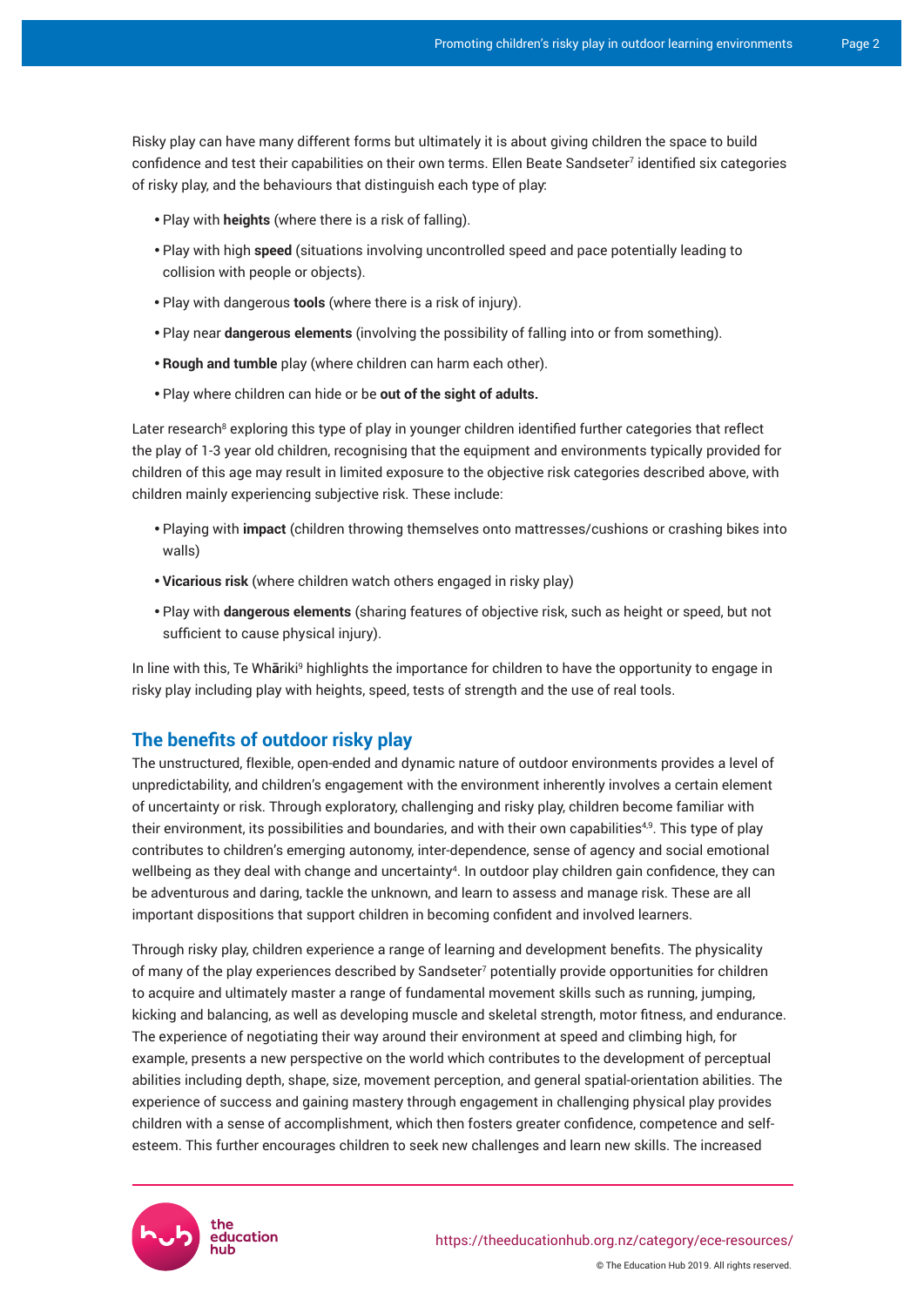Risky play can have many different forms but ultimately it is about giving children the space to build confidence and test their capabilities on their own terms. Ellen Beate Sandseter[7] identified six categories of risky play, and the behaviours that distinguish each type of play:

- Play with **heights** (where there is a risk of falling).
- Play with high **speed** (situations involving uncontrolled speed and pace potentially leading to collision with people or objects).
- Play with dangerous **tools** (where there is a risk of injury).
- Play near **dangerous elements** (involving the possibility of falling into or from something).
- **Rough and tumble** play (where children can harm each other).
- Play where children can hide or be **out of the sight of adults.**

Later research[8] exploring this type of play in younger children identified further categories that reflect the play of 1-3 year old children, recognising that the equipment and environments typically provided for children of this age may result in limited exposure to the objective risk categories described above, with children mainly experiencing subjective risk. These include:

- Playing with **impact** (children throwing themselves onto mattresses/cushions or crashing bikes into walls)
- **Vicarious risk** (where children watch others engaged in risky play)
- Play with **dangerous elements** (sharing features of objective risk, such as height or speed, but not sufficient to cause physical injury).

In line with this, Te Whāriki[9] highlights the importance for children to have the opportunity to engage in risky play including play with heights, speed, tests of strength and the use of real tools.

## The benefits of outdoor risky play

The unstructured, flexible, open-ended and dynamic nature of outdoor environments provides a level of unpredictability, and children's engagement with the environment inherently involves a certain element of uncertainty or risk. Through exploratory, challenging and risky play, children become familiar with their environment, its possibilities and boundaries, and with their own capabilities[4,9]. This type of play contributes to children's emerging autonomy, inter-dependence, sense of agency and social emotional wellbeing as they deal with change and uncertainty[4]. In outdoor play children gain confidence, they can be adventurous and daring, tackle the unknown, and learn to assess and manage risk. These are all important dispositions that support children in becoming confident and involved learners.

Through risky play, children experience a range of learning and development benefits. The physicality of many of the play experiences described by Sandseter[7] potentially provide opportunities for children to acquire and ultimately master a range of fundamental movement skills such as running, jumping, kicking and balancing, as well as developing muscle and skeletal strength, motor fitness, and endurance. The experience of negotiating their way around their environment at speed and climbing high, for example, presents a new perspective on the world which contributes to the development of perceptual abilities including depth, shape, size, movement perception, and general spatial-orientation abilities. The experience of success and gaining mastery through engagement in challenging physical play provides children with a sense of accomplishment, which then fosters greater confidence, competence and self-esteem. This further encourages children to seek new challenges and learn new skills. The increased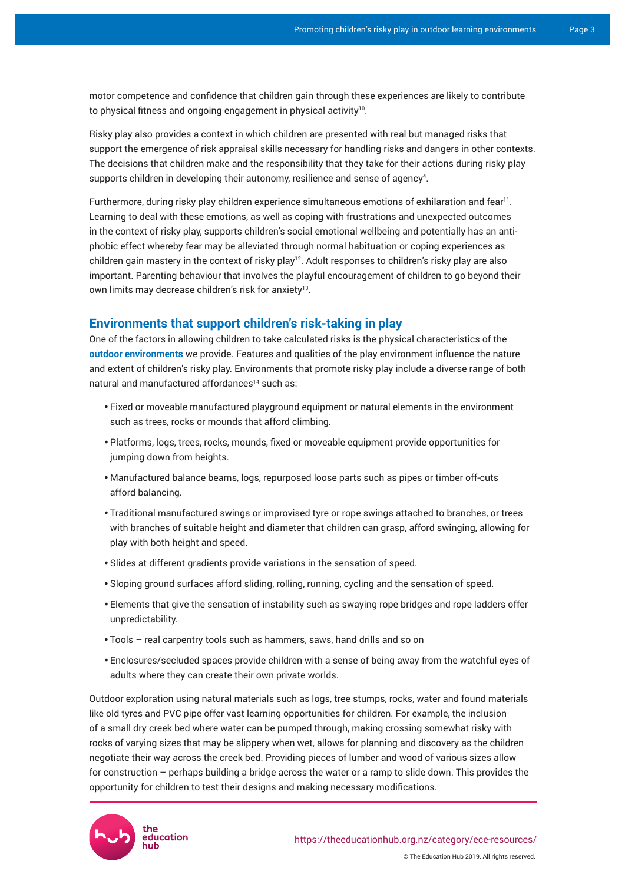motor competence and confidence that children gain through these experiences are likely to contribute to physical fitness and ongoing engagement in physical activity[10].

Risky play also provides a context in which children are presented with real but managed risks that support the emergence of risk appraisal skills necessary for handling risks and dangers in other contexts. The decisions that children make and the responsibility that they take for their actions during risky play supports children in developing their autonomy, resilience and sense of agency[4].

Furthermore, during risky play children experience simultaneous emotions of exhilaration and fear[11]. Learning to deal with these emotions, as well as coping with frustrations and unexpected outcomes in the context of risky play, supports children's social emotional wellbeing and potentially has an anti-phobic effect whereby fear may be alleviated through normal habituation or coping experiences as children gain mastery in the context of risky play[12]. Adult responses to children's risky play are also important. Parenting behaviour that involves the playful encouragement of children to go beyond their own limits may decrease children's risk for anxiety[13].

## Environments that support children's risk-taking in play

One of the factors in allowing children to take calculated risks is the physical characteristics of the **outdoor environments** we provide. Features and qualities of the play environment influence the nature and extent of children's risky play. Environments that promote risky play include a diverse range of both natural and manufactured affordances[14] such as:

- Fixed or moveable manufactured playground equipment or natural elements in the environment such as trees, rocks or mounds that afford climbing.
- Platforms, logs, trees, rocks, mounds, fixed or moveable equipment provide opportunities for jumping down from heights.
- Manufactured balance beams, logs, repurposed loose parts such as pipes or timber off-cuts afford balancing.
- Traditional manufactured swings or improvised tyre or rope swings attached to branches, or trees with branches of suitable height and diameter that children can grasp, afford swinging, allowing for play with both height and speed.
- Slides at different gradients provide variations in the sensation of speed.
- Sloping ground surfaces afford sliding, rolling, running, cycling and the sensation of speed.
- Elements that give the sensation of instability such as swaying rope bridges and rope ladders offer unpredictability.
- Tools – real carpentry tools such as hammers, saws, hand drills and so on
- Enclosures/secluded spaces provide children with a sense of being away from the watchful eyes of adults where they can create their own private worlds.

Outdoor exploration using natural materials such as logs, tree stumps, rocks, water and found materials like old tyres and PVC pipe offer vast learning opportunities for children. For example, the inclusion of a small dry creek bed where water can be pumped through, making crossing somewhat risky with rocks of varying sizes that may be slippery when wet, allows for planning and discovery as the children negotiate their way across the creek bed. Providing pieces of lumber and wood of various sizes allow for construction – perhaps building a bridge across the water or a ramp to slide down. This provides the opportunity for children to test their designs and making necessary modifications.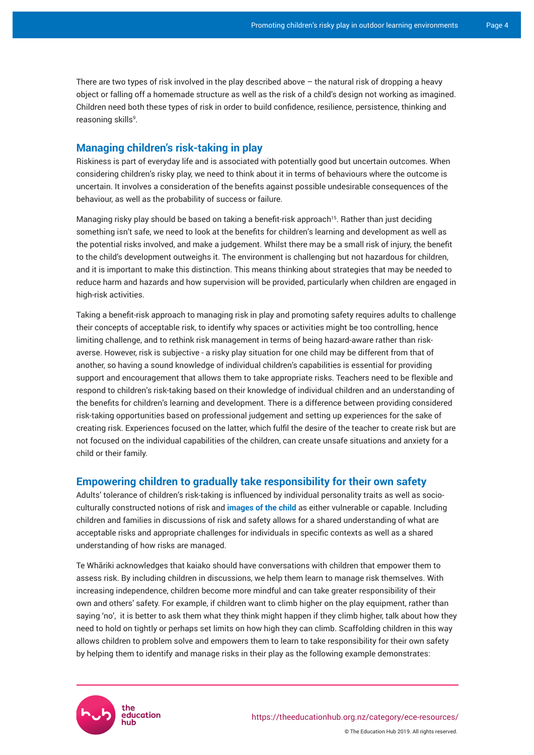There are two types of risk involved in the play described above – the natural risk of dropping a heavy object or falling off a homemade structure as well as the risk of a child's design not working as imagined. Children need both these types of risk in order to build confidence, resilience, persistence, thinking and reasoning skills[9].

## Managing children's risk-taking in play

Riskiness is part of everyday life and is associated with potentially good but uncertain outcomes. When considering children's risky play, we need to think about it in terms of behaviours where the outcome is uncertain. It involves a consideration of the benefits against possible undesirable consequences of the behaviour, as well as the probability of success or failure.

Managing risky play should be based on taking a benefit-risk approach[15]. Rather than just deciding something isn't safe, we need to look at the benefits for children's learning and development as well as the potential risks involved, and make a judgement. Whilst there may be a small risk of injury, the benefit to the child's development outweighs it. The environment is challenging but not hazardous for children, and it is important to make this distinction. This means thinking about strategies that may be needed to reduce harm and hazards and how supervision will be provided, particularly when children are engaged in high-risk activities.

Taking a benefit-risk approach to managing risk in play and promoting safety requires adults to challenge their concepts of acceptable risk, to identify why spaces or activities might be too controlling, hence limiting challenge, and to rethink risk management in terms of being hazard-aware rather than risk-averse. However, risk is subjective - a risky play situation for one child may be different from that of another, so having a sound knowledge of individual children's capabilities is essential for providing support and encouragement that allows them to take appropriate risks. Teachers need to be flexible and respond to children's risk-taking based on their knowledge of individual children and an understanding of the benefits for children's learning and development. There is a difference between providing considered risk-taking opportunities based on professional judgement and setting up experiences for the sake of creating risk. Experiences focused on the latter, which fulfil the desire of the teacher to create risk but are not focused on the individual capabilities of the children, can create unsafe situations and anxiety for a child or their family.

## Empowering children to gradually take responsibility for their own safety

Adults' tolerance of children's risk-taking is influenced by individual personality traits as well as socio-culturally constructed notions of risk and **images of the child** as either vulnerable or capable. Including children and families in discussions of risk and safety allows for a shared understanding of what are acceptable risks and appropriate challenges for individuals in specific contexts as well as a shared understanding of how risks are managed.

Te Whāriki acknowledges that kaiako should have conversations with children that empower them to assess risk. By including children in discussions, we help them learn to manage risk themselves. With increasing independence, children become more mindful and can take greater responsibility of their own and others' safety. For example, if children want to climb higher on the play equipment, rather than saying 'no', it is better to ask them what they think might happen if they climb higher, talk about how they need to hold on tightly or perhaps set limits on how high they can climb. Scaffolding children in this way allows children to problem solve and empowers them to learn to take responsibility for their own safety by helping them to identify and manage risks in their play as the following example demonstrates: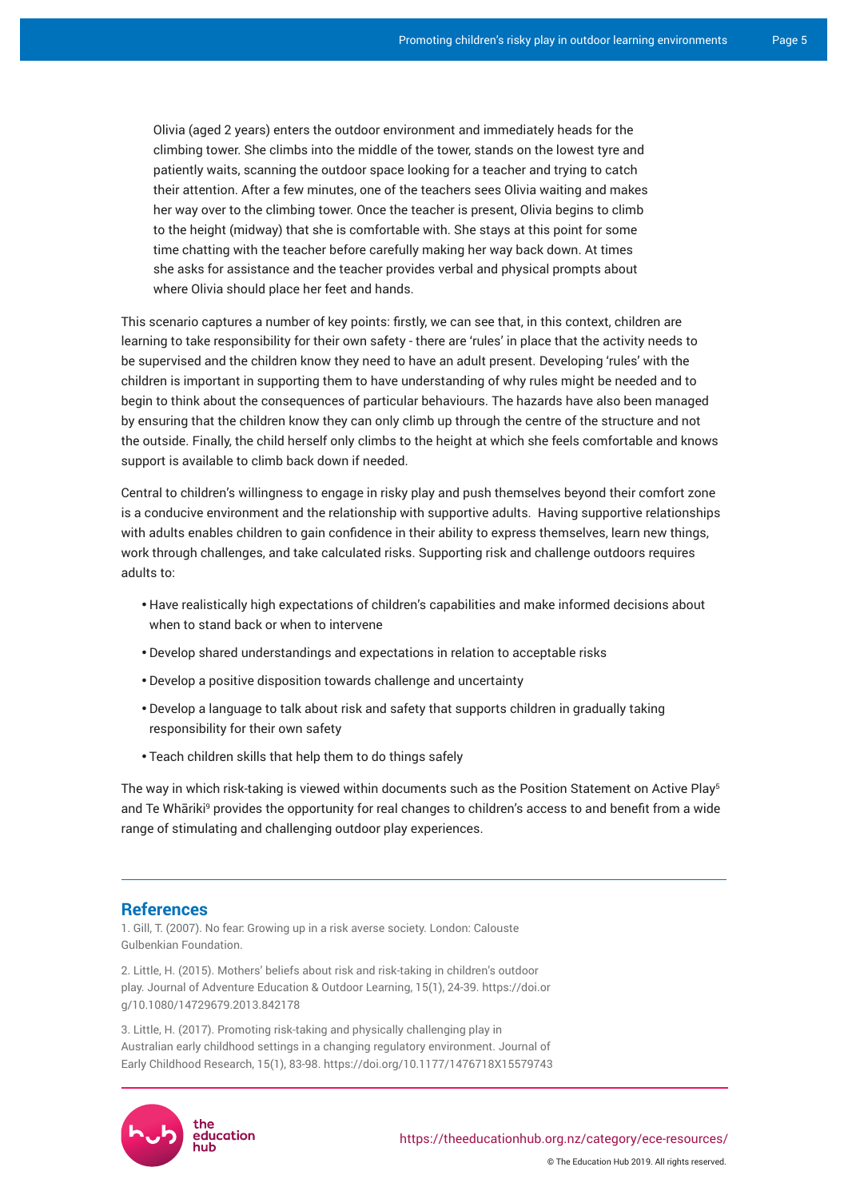Olivia (aged 2 years) enters the outdoor environment and immediately heads for the climbing tower. She climbs into the middle of the tower, stands on the lowest tyre and patiently waits, scanning the outdoor space looking for a teacher and trying to catch their attention. After a few minutes, one of the teachers sees Olivia waiting and makes her way over to the climbing tower. Once the teacher is present, Olivia begins to climb to the height (midway) that she is comfortable with. She stays at this point for some time chatting with the teacher before carefully making her way back down. At times she asks for assistance and the teacher provides verbal and physical prompts about where Olivia should place her feet and hands.

This scenario captures a number of key points: firstly, we can see that, in this context, children are learning to take responsibility for their own safety - there are 'rules' in place that the activity needs to be supervised and the children know they need to have an adult present. Developing 'rules' with the children is important in supporting them to have understanding of why rules might be needed and to begin to think about the consequences of particular behaviours. The hazards have also been managed by ensuring that the children know they can only climb up through the centre of the structure and not the outside. Finally, the child herself only climbs to the height at which she feels comfortable and knows support is available to climb back down if needed.

Central to children's willingness to engage in risky play and push themselves beyond their comfort zone is a conducive environment and the relationship with supportive adults. Having supportive relationships with adults enables children to gain confidence in their ability to express themselves, learn new things, work through challenges, and take calculated risks. Supporting risk and challenge outdoors requires adults to:

- Have realistically high expectations of children's capabilities and make informed decisions about when to stand back or when to intervene
- Develop shared understandings and expectations in relation to acceptable risks
- Develop a positive disposition towards challenge and uncertainty
- Develop a language to talk about risk and safety that supports children in gradually taking responsibility for their own safety
- Teach children skills that help them to do things safely

The way in which risk-taking is viewed within documents such as the Position Statement on Active Play[5] and Te Whāriki[9] provides the opportunity for real changes to children's access to and benefit from a wide range of stimulating and challenging outdoor play experiences.

## References

1. Gill, T. (2007). No fear: Growing up in a risk averse society. London: Calouste Gulbenkian Foundation.

2. Little, H. (2015). Mothers' beliefs about risk and risk-taking in children's outdoor play. Journal of Adventure Education & Outdoor Learning, 15(1), 24-39. https://doi.org/10.1080/14729679.2013.842178

3. Little, H. (2017). Promoting risk-taking and physically challenging play in Australian early childhood settings in a changing regulatory environment. Journal of Early Childhood Research, 15(1), 83-98. https://doi.org/10.1177/1476718X15579743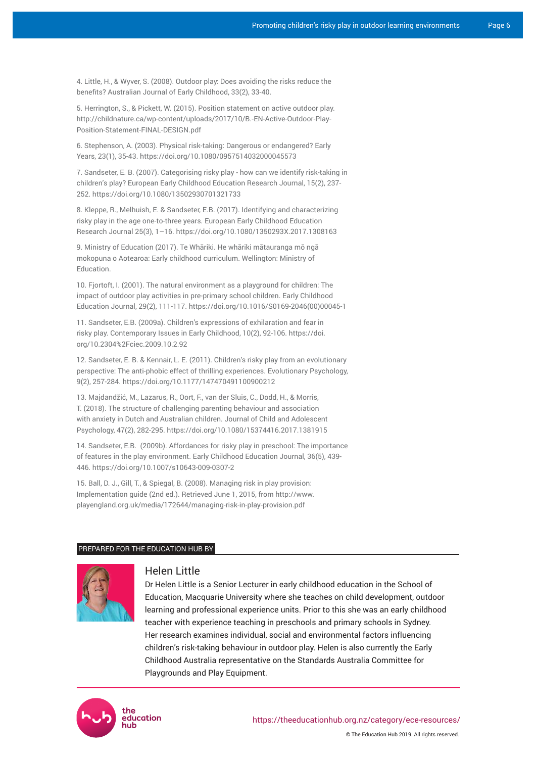4. Little, H., & Wyver, S. (2008). Outdoor play: Does avoiding the risks reduce the benefits? Australian Journal of Early Childhood, 33(2), 33-40.

5. Herrington, S., & Pickett, W. (2015). Position statement on active outdoor play. http://childnature.ca/wp-content/uploads/2017/10/B.-EN-Active-Outdoor-Play-Position-Statement-FINAL-DESIGN.pdf

6. Stephenson, A. (2003). Physical risk-taking: Dangerous or endangered? Early Years, 23(1), 35-43. https://doi.org/10.1080/0957514032000045573

7. Sandseter, E. B. (2007). Categorising risky play - how can we identify risk-taking in children's play? European Early Childhood Education Research Journal, 15(2), 237-252. https://doi.org/10.1080/13502930701321733

8. Kleppe, R., Melhuish, E. & Sandseter, E.B. (2017). Identifying and characterizing risky play in the age one-to-three years. European Early Childhood Education Research Journal 25(3), 1–16. https://doi.org/10.1080/1350293X.2017.1308163

9. Ministry of Education (2017). Te Whāriki. He whāriki mātauranga mō ngā mokopuna o Aotearoa: Early childhood curriculum. Wellington: Ministry of Education.

10. Fjortoft, I. (2001). The natural environment as a playground for children: The impact of outdoor play activities in pre-primary school children. Early Childhood Education Journal, 29(2), 111-117. https://doi.org/10.1016/S0169-2046(00)00045-1

11. Sandseter, E.B. (2009a). Children's expressions of exhilaration and fear in risky play. Contemporary Issues in Early Childhood, 10(2), 92-106. https://doi.org/10.2304%2Fciec.2009.10.2.92

12. Sandseter, E. B. & Kennair, L. E. (2011). Children's risky play from an evolutionary perspective: The anti-phobic effect of thrilling experiences. Evolutionary Psychology, 9(2), 257-284. https://doi.org/10.1177/147470491100900212

13. Majdandžić, M., Lazarus, R., Oort, F., van der Sluis, C., Dodd, H., & Morris, T. (2018). The structure of challenging parenting behaviour and association with anxiety in Dutch and Australian children. Journal of Child and Adolescent Psychology, 47(2), 282-295. https://doi.org/10.1080/15374416.2017.1381915

14. Sandseter, E.B. (2009b). Affordances for risky play in preschool: The importance of features in the play environment. Early Childhood Education Journal, 36(5), 439-446. https://doi.org/10.1007/s10643-009-0307-2

15. Ball, D. J., Gill, T., & Spiegal, B. (2008). Managing risk in play provision: Implementation guide (2nd ed.). Retrieved June 1, 2015, from http://www.playengland.org.uk/media/172644/managing-risk-in-play-provision.pdf

PREPARED FOR THE EDUCATION HUB BY

## Helen Little

Dr Helen Little is a Senior Lecturer in early childhood education in the School of Education, Macquarie University where she teaches on child development, outdoor learning and professional experience units. Prior to this she was an early childhood teacher with experience teaching in preschools and primary schools in Sydney. Her research examines individual, social and environmental factors influencing children's risk-taking behaviour in outdoor play. Helen is also currently the Early Childhood Australia representative on the Standards Australia Committee for Playgrounds and Play Equipment.

the education hub

https://theeducationhub.org.nz/category/ece-resources/

© The Education Hub 2019. All rights reserved.